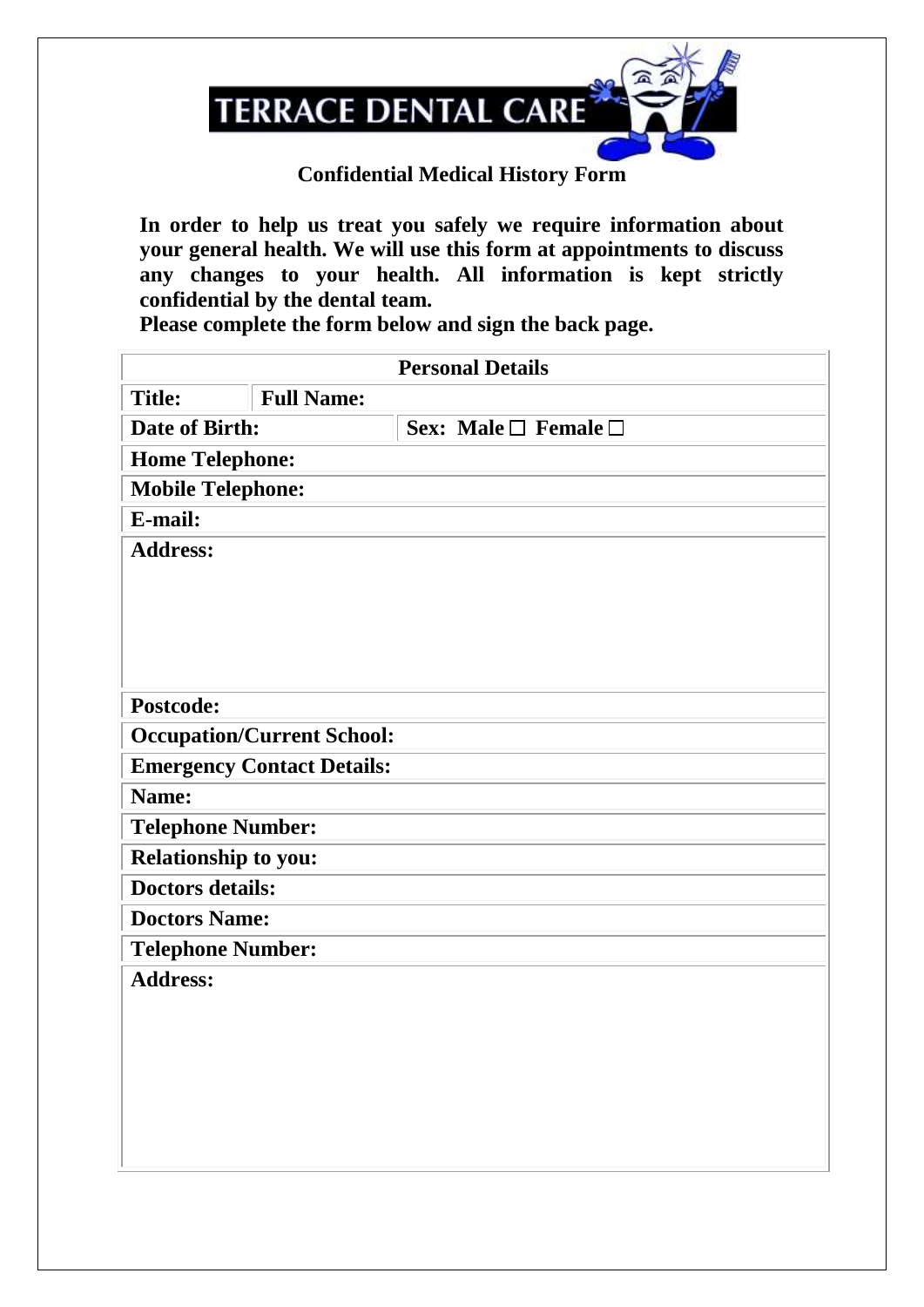# TERRACE DENTAL CARE

**Confidential Medical History Form**

**In order to help us treat you safely we require information about your general health. We will use this form at appointments to discuss any changes to your health. All information is kept strictly confidential by the dental team.**
**Please complete the form below and sign the back page.**

| **Personal Details** | | |
|---|---|---|
| **Title:** | **Full Name:** | |
| **Date of Birth:** | | **Sex: Male ☐ Female ☐** |
| **Home Telephone:** | | |
| **Mobile Telephone:** | | |
| **E-mail:** | | |
| **Address:** | | |
| **Postcode:** | | |
| **Occupation/Current School:** | | |
| **Emergency Contact Details:** | | |
| **Name:** | | |
| **Telephone Number:** | | |
| **Relationship to you:** | | |
| **Doctors details:** | | |
| **Doctors Name:** | | |
| **Telephone Number:** | | |
| **Address:** | | |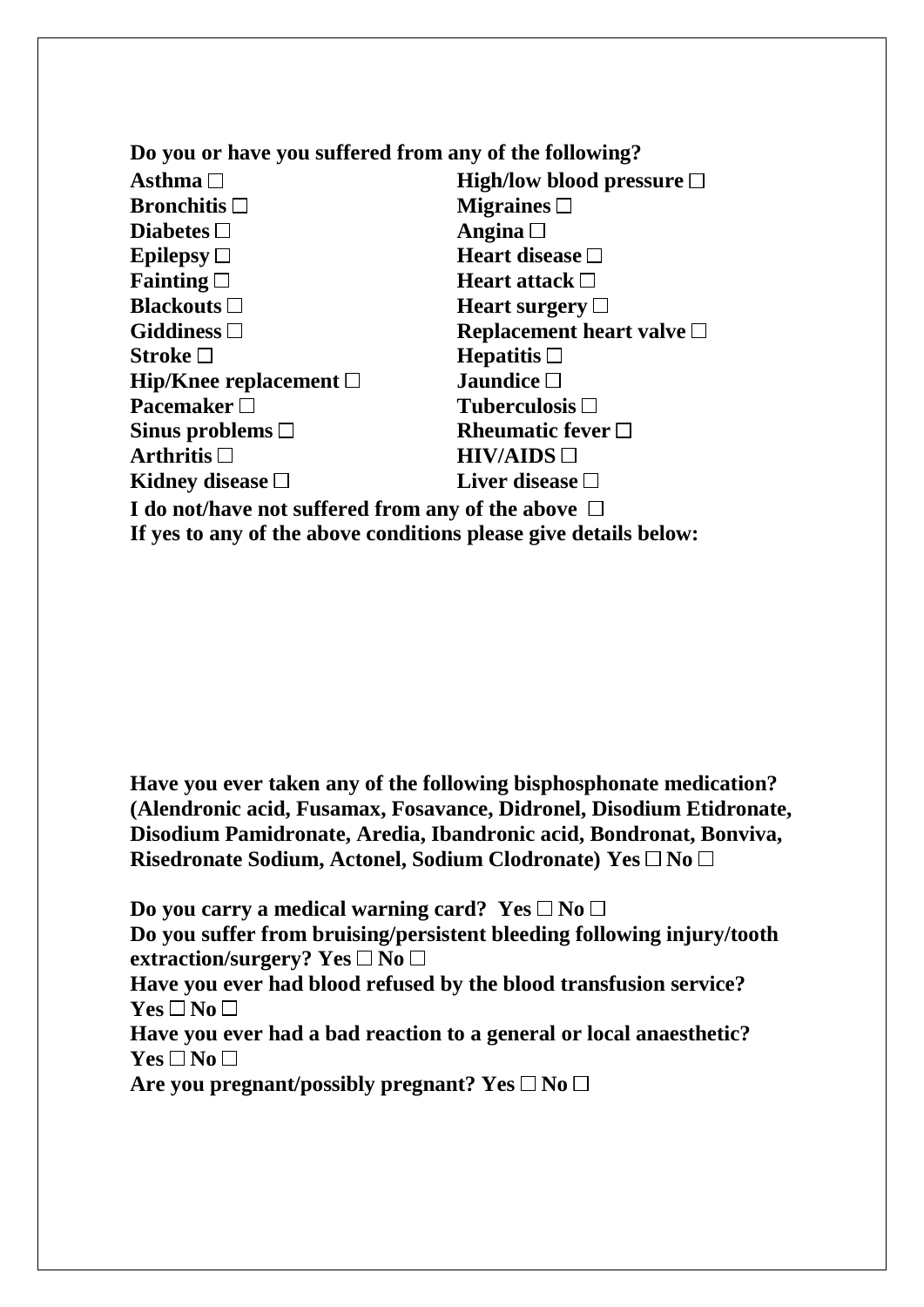**Do you or have you suffered from any of the following?**

**Asthma ☐**
**Bronchitis ☐**
**Diabetes ☐**
**Epilepsy ☐**
**Fainting ☐**
**Blackouts ☐**
**Giddiness ☐**
**Stroke ☐**
**Hip/Knee replacement ☐**
**Pacemaker ☐**
**Sinus problems ☐**
**Arthritis ☐**
**Kidney disease ☐**
**High/low blood pressure ☐**
**Migraines ☐**
**Angina ☐**
**Heart disease ☐**
**Heart attack ☐**
**Heart surgery ☐**
**Replacement heart valve ☐**
**Hepatitis ☐**
**Jaundice ☐**
**Tuberculosis ☐**
**Rheumatic fever ☐**
**HIV/AIDS ☐**
**Liver disease ☐**

**I do not/have not suffered from any of the above ☐**

**If yes to any of the above conditions please give details below:**

**Have you ever taken any of the following bisphosphonate medication? (Alendronic acid, Fusamax, Fosavance, Didronel, Disodium Etidronate, Disodium Pamidronate, Aredia, Ibandronic acid, Bondronat, Bonviva, Risedronate Sodium, Actonel, Sodium Clodronate) Yes ☐ No ☐**

**Do you carry a medical warning card? Yes ☐ No ☐**

**Do you suffer from bruising/persistent bleeding following injury/tooth extraction/surgery? Yes ☐ No ☐**

**Have you ever had blood refused by the blood transfusion service? Yes ☐ No ☐**

**Have you ever had a bad reaction to a general or local anaesthetic? Yes ☐ No ☐**

**Are you pregnant/possibly pregnant? Yes ☐ No ☐**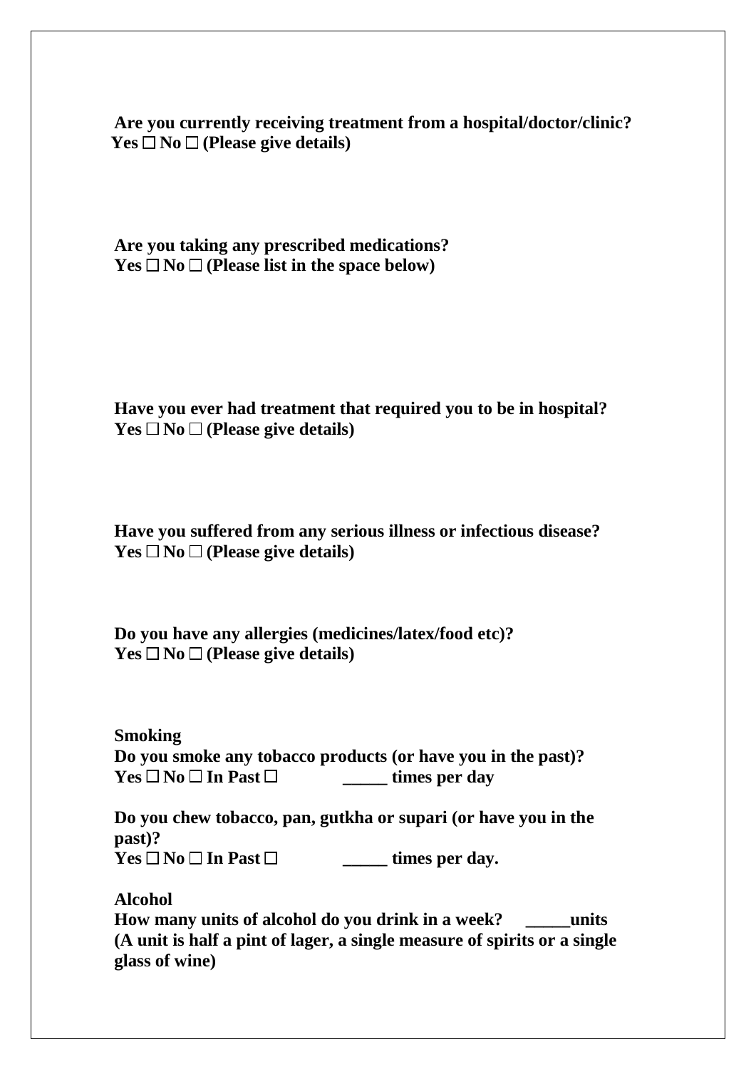**Are you currently receiving treatment from a hospital/doctor/clinic?**
**Yes ☐ No ☐ (Please give details)**

**Are you taking any prescribed medications?**
**Yes ☐ No ☐ (Please list in the space below)**

**Have you ever had treatment that required you to be in hospital?**
**Yes ☐ No ☐ (Please give details)**

**Have you suffered from any serious illness or infectious disease?**
**Yes ☐ No ☐ (Please give details)**

**Do you have any allergies (medicines/latex/food etc)?**
**Yes ☐ No ☐ (Please give details)**

**Smoking**
**Do you smoke any tobacco products (or have you in the past)?**
**Yes ☐ No ☐ In Past ☐ _____ times per day**

**Do you chew tobacco, pan, gutkha or supari (or have you in the past)?**
**Yes ☐ No ☐ In Past ☐ _____ times per day.**

**Alcohol**
**How many units of alcohol do you drink in a week? _____units**
**(A unit is half a pint of lager, a single measure of spirits or a single glass of wine)**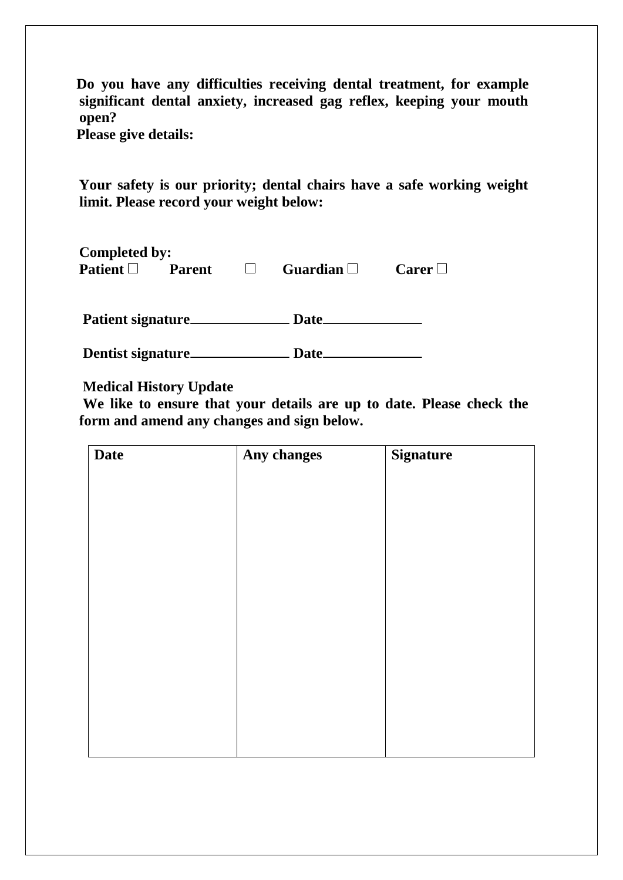**Do you have any difficulties receiving dental treatment, for example significant dental anxiety, increased gag reflex, keeping your mouth open?**

**Please give details:**

**Your safety is our priority; dental chairs have a safe working weight limit. Please record your weight below:**

**Completed by:**

**Patient** ☐ **Parent** ☐ **Guardian** ☐ **Carer** ☐

**Patient signature**______________ **Date**______________

**Dentist signature**______________ **Date**______________

**Medical History Update**

**We like to ensure that your details are up to date. Please check the form and amend any changes and sign below.**

| Date | Any changes | Signature |
|---|---|---|
| | | |